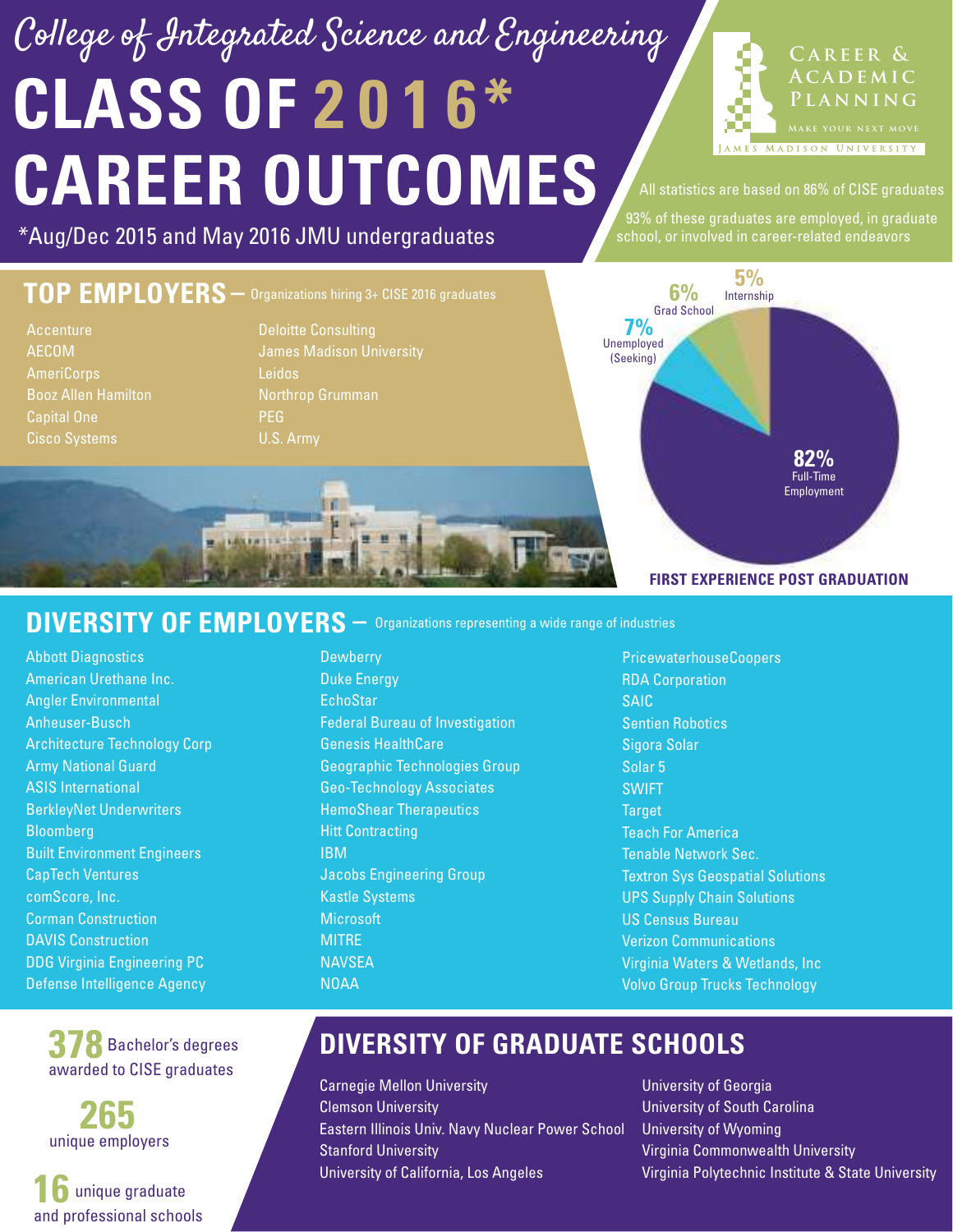# College of Integrated Science and Engineering

# CLASS OF 2016* CAREER OUTCOMES

*Aug/Dec 2015 and May 2016 JMU undergraduates

Career & Academic Planning — Make your next move — James Madison University

All statistics are based on 86% of CISE graduates

93% of these graduates are employed, in graduate school, or involved in career-related endeavors

## TOP EMPLOYERS – Organizations hiring 3+ CISE 2016 graduates

- Accenture
- AECOM
- AmeriCorps
- Booz Allen Hamilton
- Capital One
- Cisco Systems
- Deloitte Consulting
- James Madison University
- Leidos
- Northrop Grumman
- PEG
- U.S. Army

## FIRST EXPERIENCE POST GRADUATION

| Outcome | Percentage |
|---|---|
| Full-Time Employment | 82% |
| Unemployed (Seeking) | 7% |
| Grad School | 6% |
| Internship | 5% |

## DIVERSITY OF EMPLOYERS – Organizations representing a wide range of industries

- Abbott Diagnostics
- American Urethane Inc.
- Angler Environmental
- Anheuser-Busch
- Architecture Technology Corp
- Army National Guard
- ASIS International
- BerkleyNet Underwriters
- Bloomberg
- Built Environment Engineers
- CapTech Ventures
- comScore, Inc.
- Corman Construction
- DAVIS Construction
- DDG Virginia Engineering PC
- Defense Intelligence Agency
- Dewberry
- Duke Energy
- EchoStar
- Federal Bureau of Investigation
- Genesis HealthCare
- Geographic Technologies Group
- Geo-Technology Associates
- HemoShear Therapeutics
- Hitt Contracting
- IBM
- Jacobs Engineering Group
- Kastle Systems
- Microsoft
- MITRE
- NAVSEA
- NOAA
- PricewaterhouseCoopers
- RDA Corporation
- SAIC
- Sentien Robotics
- Sigora Solar
- Solar 5
- SWIFT
- Target
- Teach For America
- Tenable Network Sec.
- Textron Sys Geospatial Solutions
- UPS Supply Chain Solutions
- US Census Bureau
- Verizon Communications
- Virginia Waters & Wetlands, Inc
- Volvo Group Trucks Technology

**378** Bachelor's degrees awarded to CISE graduates

**265** unique employers

**16** unique graduate and professional schools

## DIVERSITY OF GRADUATE SCHOOLS

- Carnegie Mellon University
- Clemson University
- Eastern Illinois Univ. Navy Nuclear Power School
- Stanford University
- University of California, Los Angeles
- University of Georgia
- University of South Carolina
- University of Wyoming
- Virginia Commonwealth University
- Virginia Polytechnic Institute & State University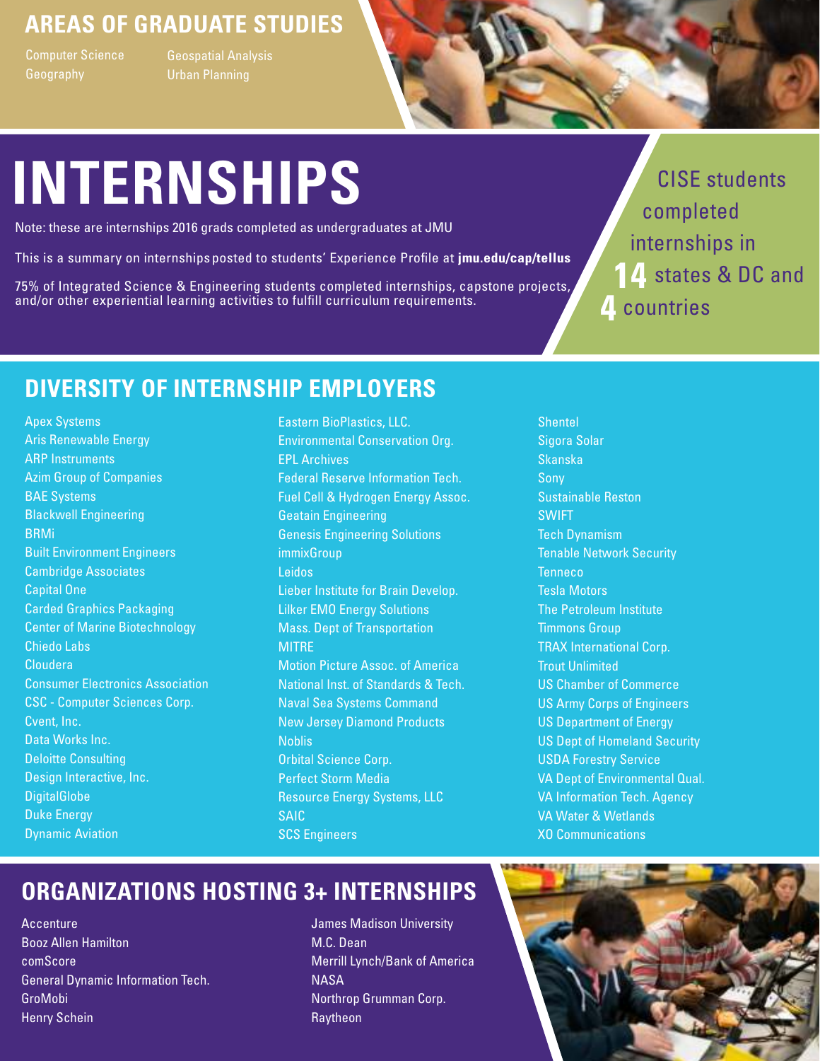## AREAS OF GRADUATE STUDIES

- Computer Science
- Geography
- Geospatial Analysis
- Urban Planning

# INTERNSHIPS

Note: these are internships 2016 grads completed as undergraduates at JMU

This is a summary on internships posted to students' Experience Profile at **jmu.edu/cap/tellus**

75% of Integrated Science & Engineering students completed internships, capstone projects, and/or other experiential learning activities to fulfill curriculum requirements.

CISE students completed internships in **14** states & DC and **4** countries

## DIVERSITY OF INTERNSHIP EMPLOYERS

- Apex Systems
- Aris Renewable Energy
- ARP Instruments
- Azim Group of Companies
- BAE Systems
- Blackwell Engineering
- BRMi
- Built Environment Engineers
- Cambridge Associates
- Capital One
- Carded Graphics Packaging
- Center of Marine Biotechnology
- Chiedo Labs
- Cloudera
- Consumer Electronics Association
- CSC - Computer Sciences Corp.
- Cvent, Inc.
- Data Works Inc.
- Deloitte Consulting
- Design Interactive, Inc.
- DigitalGlobe
- Duke Energy
- Dynamic Aviation
- Eastern BioPlastics, LLC.
- Environmental Conservation Org.
- EPL Archives
- Federal Reserve Information Tech.
- Fuel Cell & Hydrogen Energy Assoc.
- Geatain Engineering
- Genesis Engineering Solutions
- immixGroup
- Leidos
- Lieber Institute for Brain Develop.
- Lilker EMO Energy Solutions
- Mass. Dept of Transportation
- MITRE
- Motion Picture Assoc. of America
- National Inst. of Standards & Tech.
- Naval Sea Systems Command
- New Jersey Diamond Products
- Noblis
- Orbital Science Corp.
- Perfect Storm Media
- Resource Energy Systems, LLC
- SAIC
- SCS Engineers
- Shentel
- Sigora Solar
- Skanska
- Sony
- Sustainable Reston
- SWIFT
- Tech Dynamism
- Tenable Network Security
- Tenneco
- Tesla Motors
- The Petroleum Institute
- Timmons Group
- TRAX International Corp.
- Trout Unlimited
- US Chamber of Commerce
- US Army Corps of Engineers
- US Department of Energy
- US Dept of Homeland Security
- USDA Forestry Service
- VA Dept of Environmental Qual.
- VA Information Tech. Agency
- VA Water & Wetlands
- XO Communications

## ORGANIZATIONS HOSTING 3+ INTERNSHIPS

- Accenture
- Booz Allen Hamilton
- comScore
- General Dynamic Information Tech.
- GroMobi
- Henry Schein
- James Madison University
- M.C. Dean
- Merrill Lynch/Bank of America
- NASA
- Northrop Grumman Corp.
- Raytheon